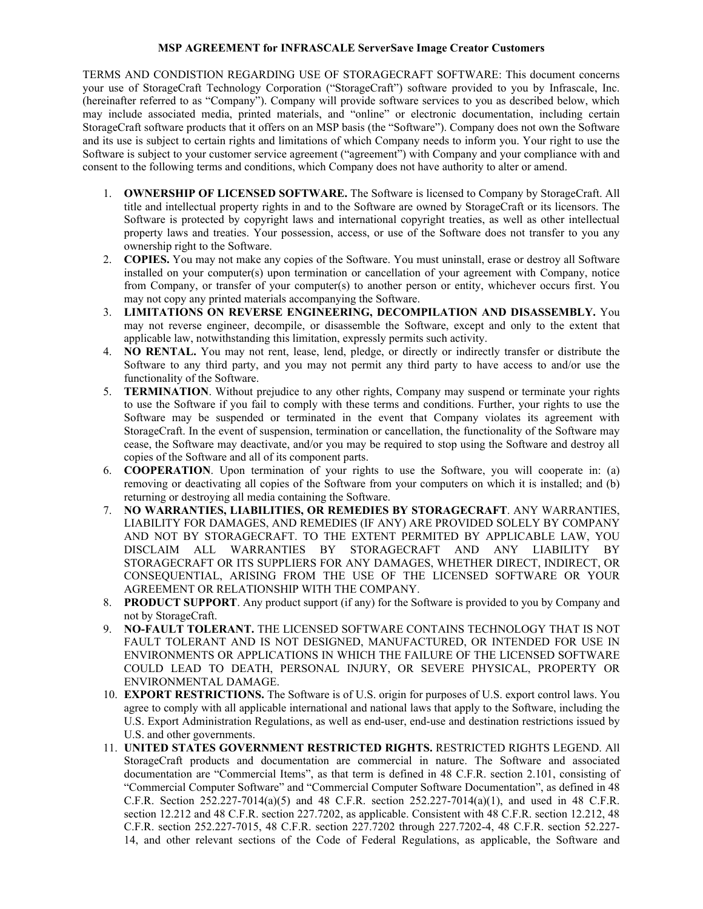**MSP AGREEMENT for INFRASCALE ServerSave Image Creator Customers**

TERMS AND CONDISTION REGARDING USE OF STORAGECRAFT SOFTWARE: This document concerns your use of StorageCraft Technology Corporation ("StorageCraft") software provided to you by Infrascale, Inc. (hereinafter referred to as "Company"). Company will provide software services to you as described below, which may include associated media, printed materials, and "online" or electronic documentation, including certain StorageCraft software products that it offers on an MSP basis (the "Software"). Company does not own the Software and its use is subject to certain rights and limitations of which Company needs to inform you. Your right to use the Software is subject to your customer service agreement ("agreement") with Company and your compliance with and consent to the following terms and conditions, which Company does not have authority to alter or amend.

1. **OWNERSHIP OF LICENSED SOFTWARE.** The Software is licensed to Company by StorageCraft. All title and intellectual property rights in and to the Software are owned by StorageCraft or its licensors. The Software is protected by copyright laws and international copyright treaties, as well as other intellectual property laws and treaties. Your possession, access, or use of the Software does not transfer to you any ownership right to the Software.
2. **COPIES.** You may not make any copies of the Software. You must uninstall, erase or destroy all Software installed on your computer(s) upon termination or cancellation of your agreement with Company, notice from Company, or transfer of your computer(s) to another person or entity, whichever occurs first. You may not copy any printed materials accompanying the Software.
3. **LIMITATIONS ON REVERSE ENGINEERING, DECOMPILATION AND DISASSEMBLY.** You may not reverse engineer, decompile, or disassemble the Software, except and only to the extent that applicable law, notwithstanding this limitation, expressly permits such activity.
4. **NO RENTAL.** You may not rent, lease, lend, pledge, or directly or indirectly transfer or distribute the Software to any third party, and you may not permit any third party to have access to and/or use the functionality of the Software.
5. **TERMINATION**. Without prejudice to any other rights, Company may suspend or terminate your rights to use the Software if you fail to comply with these terms and conditions. Further, your rights to use the Software may be suspended or terminated in the event that Company violates its agreement with StorageCraft. In the event of suspension, termination or cancellation, the functionality of the Software may cease, the Software may deactivate, and/or you may be required to stop using the Software and destroy all copies of the Software and all of its component parts.
6. **COOPERATION**. Upon termination of your rights to use the Software, you will cooperate in: (a) removing or deactivating all copies of the Software from your computers on which it is installed; and (b) returning or destroying all media containing the Software.
7. **NO WARRANTIES, LIABILITIES, OR REMEDIES BY STORAGECRAFT**. ANY WARRANTIES, LIABILITY FOR DAMAGES, AND REMEDIES (IF ANY) ARE PROVIDED SOLELY BY COMPANY AND NOT BY STORAGECRAFT. TO THE EXTENT PERMITED BY APPLICABLE LAW, YOU DISCLAIM ALL WARRANTIES BY STORAGECRAFT AND ANY LIABILITY BY STORAGECRAFT OR ITS SUPPLIERS FOR ANY DAMAGES, WHETHER DIRECT, INDIRECT, OR CONSEQUENTIAL, ARISING FROM THE USE OF THE LICENSED SOFTWARE OR YOUR AGREEMENT OR RELATIONSHIP WITH THE COMPANY.
8. **PRODUCT SUPPORT**. Any product support (if any) for the Software is provided to you by Company and not by StorageCraft.
9. **NO-FAULT TOLERANT.** THE LICENSED SOFTWARE CONTAINS TECHNOLOGY THAT IS NOT FAULT TOLERANT AND IS NOT DESIGNED, MANUFACTURED, OR INTENDED FOR USE IN ENVIRONMENTS OR APPLICATIONS IN WHICH THE FAILURE OF THE LICENSED SOFTWARE COULD LEAD TO DEATH, PERSONAL INJURY, OR SEVERE PHYSICAL, PROPERTY OR ENVIRONMENTAL DAMAGE.
10. **EXPORT RESTRICTIONS.** The Software is of U.S. origin for purposes of U.S. export control laws. You agree to comply with all applicable international and national laws that apply to the Software, including the U.S. Export Administration Regulations, as well as end-user, end-use and destination restrictions issued by U.S. and other governments.
11. **UNITED STATES GOVERNMENT RESTRICTED RIGHTS.** RESTRICTED RIGHTS LEGEND. All StorageCraft products and documentation are commercial in nature. The Software and associated documentation are "Commercial Items", as that term is defined in 48 C.F.R. section 2.101, consisting of "Commercial Computer Software" and "Commercial Computer Software Documentation", as defined in 48 C.F.R. Section 252.227-7014(a)(5) and 48 C.F.R. section 252.227-7014(a)(1), and used in 48 C.F.R. section 12.212 and 48 C.F.R. section 227.7202, as applicable. Consistent with 48 C.F.R. section 12.212, 48 C.F.R. section 252.227-7015, 48 C.F.R. section 227.7202 through 227.7202-4, 48 C.F.R. section 52.227-14, and other relevant sections of the Code of Federal Regulations, as applicable, the Software and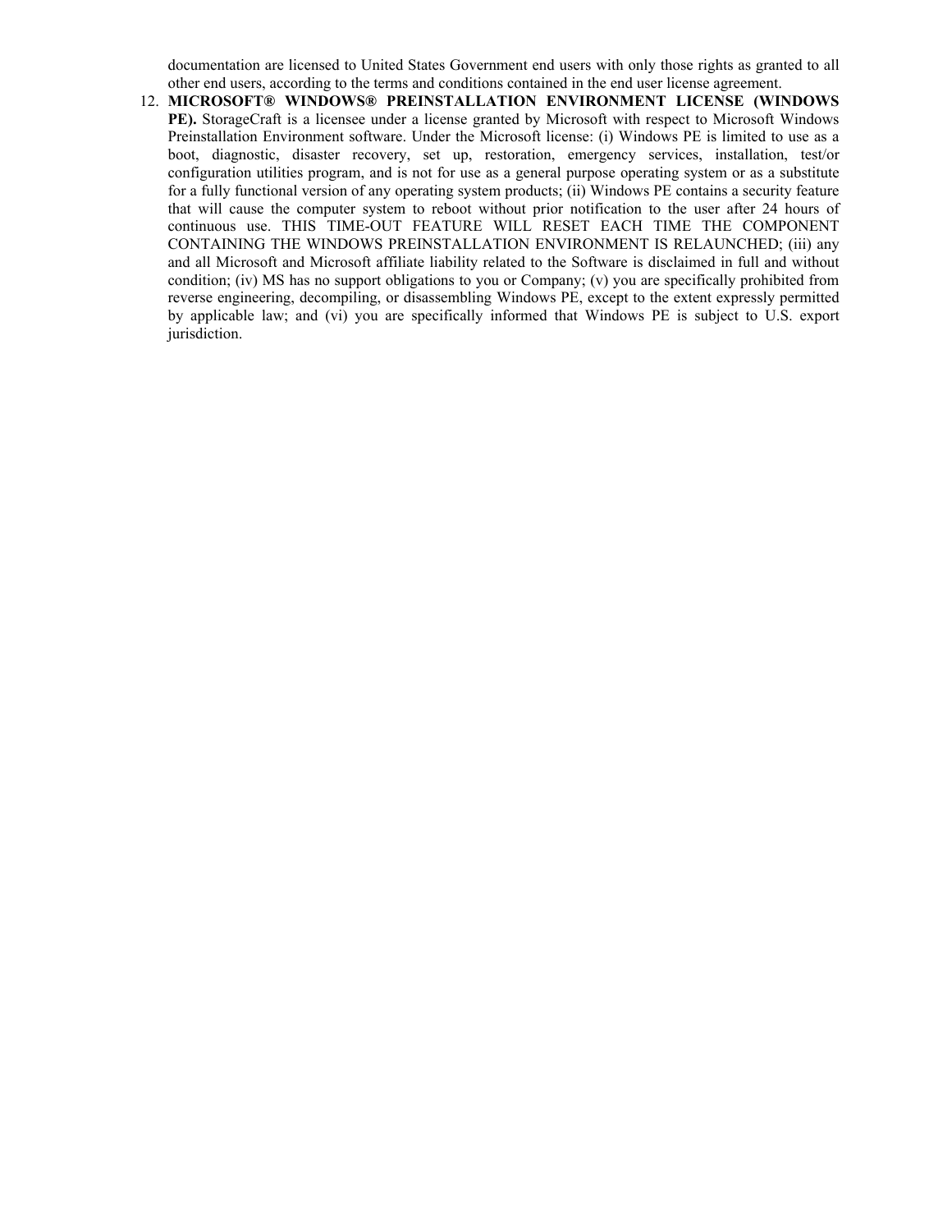documentation are licensed to United States Government end users with only those rights as granted to all other end users, according to the terms and conditions contained in the end user license agreement.

12. **MICROSOFT® WINDOWS® PREINSTALLATION ENVIRONMENT LICENSE (WINDOWS PE).** StorageCraft is a licensee under a license granted by Microsoft with respect to Microsoft Windows Preinstallation Environment software. Under the Microsoft license: (i) Windows PE is limited to use as a boot, diagnostic, disaster recovery, set up, restoration, emergency services, installation, test/or configuration utilities program, and is not for use as a general purpose operating system or as a substitute for a fully functional version of any operating system products; (ii) Windows PE contains a security feature that will cause the computer system to reboot without prior notification to the user after 24 hours of continuous use. THIS TIME-OUT FEATURE WILL RESET EACH TIME THE COMPONENT CONTAINING THE WINDOWS PREINSTALLATION ENVIRONMENT IS RELAUNCHED; (iii) any and all Microsoft and Microsoft affiliate liability related to the Software is disclaimed in full and without condition; (iv) MS has no support obligations to you or Company; (v) you are specifically prohibited from reverse engineering, decompiling, or disassembling Windows PE, except to the extent expressly permitted by applicable law; and (vi) you are specifically informed that Windows PE is subject to U.S. export jurisdiction.